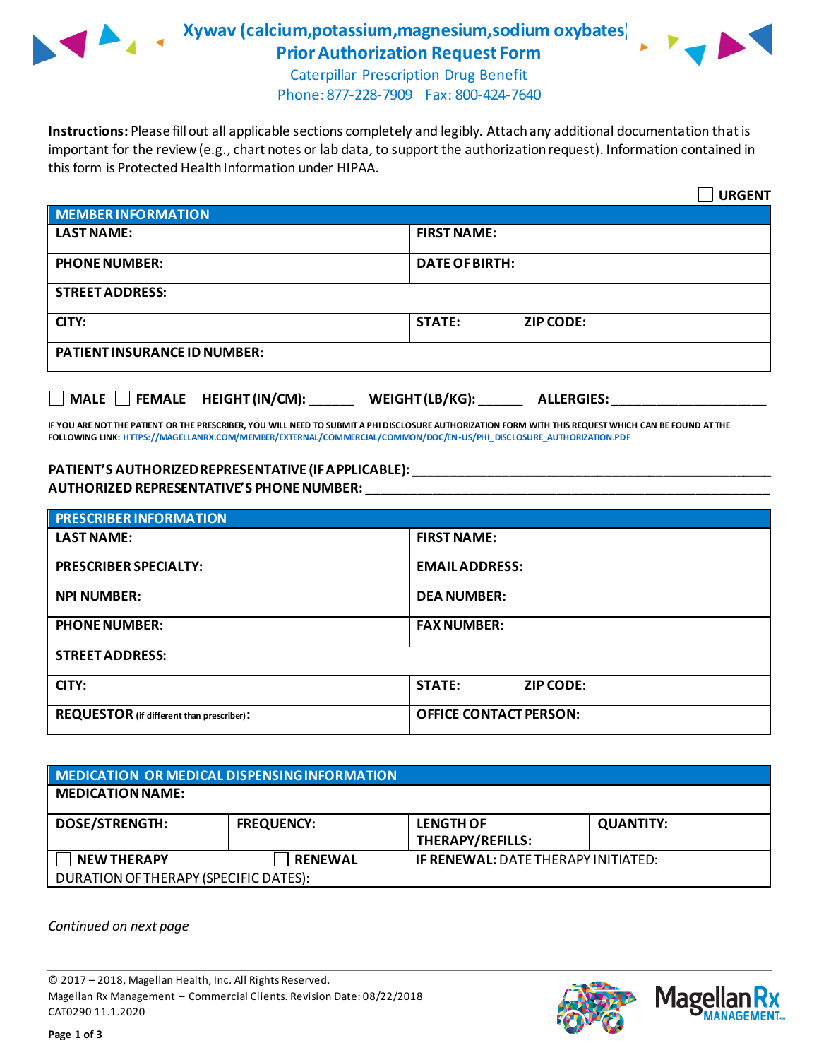# Xywav (calcium,potassium,magnesium,sodium oxybates)
## Prior Authorization Request Form

Caterpillar Prescription Drug Benefit
Phone: 877-228-7909 Fax: 800-424-7640

**Instructions:** Please fill out all applicable sections completely and legibly. Attach any additional documentation that is important for the review (e.g., chart notes or lab data, to support the authorization request). Information contained in this form is Protected Health Information under HIPAA.

☐ **URGENT**

| MEMBER INFORMATION | |
|---|---|
| **LAST NAME:** | **FIRST NAME:** |
| **PHONE NUMBER:** | **DATE OF BIRTH:** |
| **STREET ADDRESS:** | |
| **CITY:** | **STATE:** **ZIP CODE:** |
| **PATIENT INSURANCE ID NUMBER:** | |

☐ **MALE** ☐ **FEMALE** **HEIGHT (IN/CM):** ______ **WEIGHT (LB/KG):** ______ **ALLERGIES:** ____________________

**IF YOU ARE NOT THE PATIENT OR THE PRESCRIBER, YOU WILL NEED TO SUBMIT A PHI DISCLOSURE AUTHORIZATION FORM WITH THIS REQUEST WHICH CAN BE FOUND AT THE FOLLOWING LINK:** HTTPS://MAGELLANRX.COM/MEMBER/EXTERNAL/COMMERCIAL/COMMON/DOC/EN-US/PHI_DISCLOSURE_AUTHORIZATION.PDF

**PATIENT'S AUTHORIZED REPRESENTATIVE (IF APPLICABLE):** ____________________________________________

**AUTHORIZED REPRESENTATIVE'S PHONE NUMBER:** ____________________________________________

| PRESCRIBER INFORMATION | |
|---|---|
| **LAST NAME:** | **FIRST NAME:** |
| **PRESCRIBER SPECIALTY:** | **EMAIL ADDRESS:** |
| **NPI NUMBER:** | **DEA NUMBER:** |
| **PHONE NUMBER:** | **FAX NUMBER:** |
| **STREET ADDRESS:** | |
| **CITY:** | **STATE:** **ZIP CODE:** |
| **REQUESTOR** (if different than prescriber): | **OFFICE CONTACT PERSON:** |

| MEDICATION OR MEDICAL DISPENSING INFORMATION | | | |
|---|---|---|---|
| **MEDICATION NAME:** | | | |
| **DOSE/STRENGTH:** | **FREQUENCY:** | **LENGTH OF THERAPY/REFILLS:** | **QUANTITY:** |
| ☐ **NEW THERAPY** | ☐ **RENEWAL** | **IF RENEWAL:** DATE THERAPY INITIATED: | |
| DURATION OF THERAPY (SPECIFIC DATES): | | | |

*Continued on next page*

© 2017 – 2018, Magellan Health, Inc. All Rights Reserved.
Magellan Rx Management – Commercial Clients. Revision Date: 08/22/2018
CAT0290 11.1.2020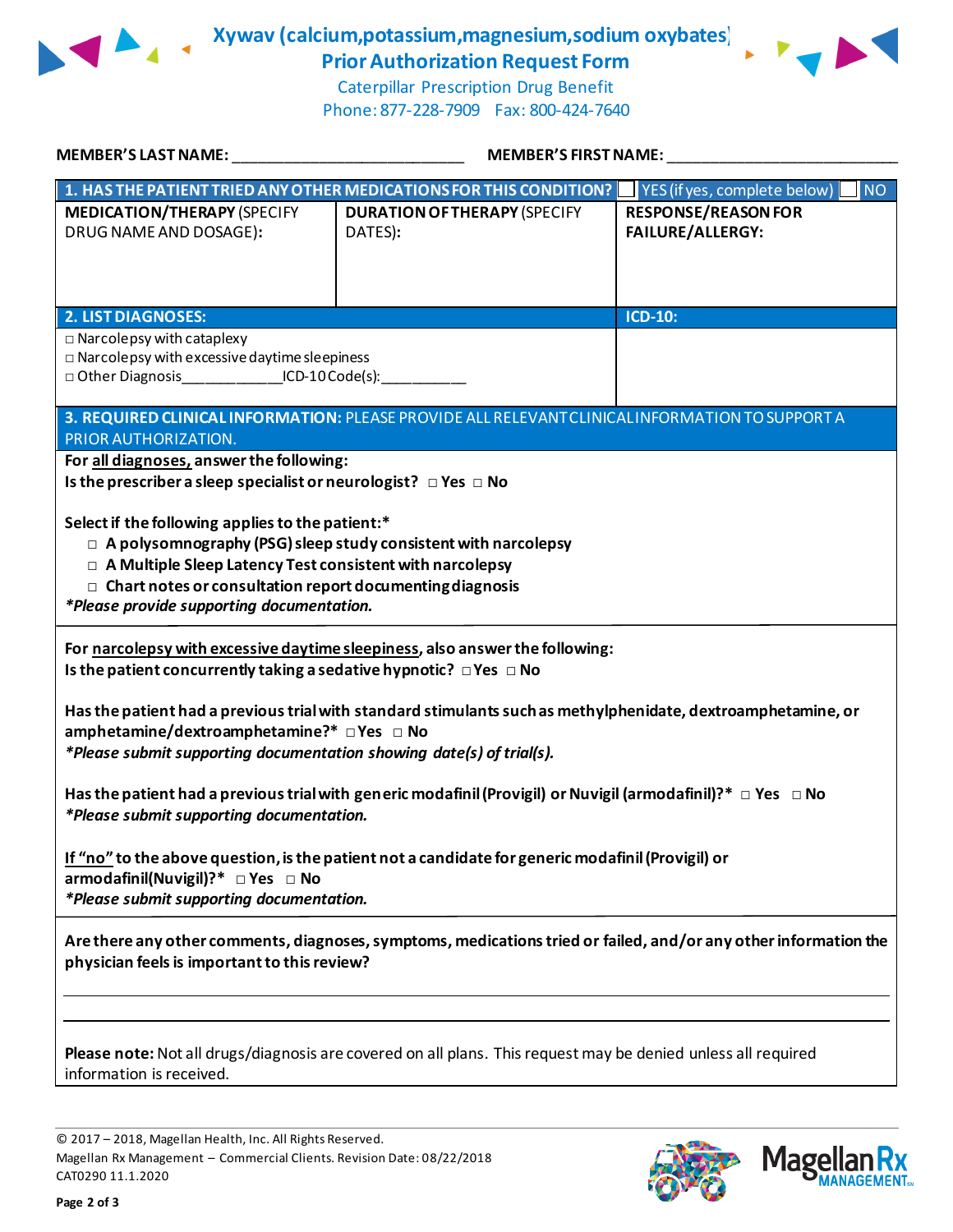# Xywav (calcium,potassium,magnesium,sodium oxybates)
## Prior Authorization Request Form

Caterpillar Prescription Drug Benefit
Phone: 877-228-7909 Fax: 800-424-7640

**MEMBER'S LAST NAME:** ___________________________ **MEMBER'S FIRST NAME:** ___________________________

| **1. HAS THE PATIENT TRIED ANY OTHER MEDICATIONS FOR THIS CONDITION?** | | ☐ YES (if yes, complete below) ☐ NO |
|---|---|---|
| **MEDICATION/THERAPY** (SPECIFY DRUG NAME AND DOSAGE): | **DURATION OF THERAPY** (SPECIFY DATES): | **RESPONSE/REASON FOR FAILURE/ALLERGY:** |
| | | |

| **2. LIST DIAGNOSES:** | **ICD-10:** |
|---|---|
| □ Narcolepsy with cataplexy<br>□ Narcolepsy with excessive daytime sleepiness<br>□ Other Diagnosis____________ICD-10 Code(s):__________ | |

**3. REQUIRED CLINICAL INFORMATION:** PLEASE PROVIDE ALL RELEVANT CLINICAL INFORMATION TO SUPPORT A PRIOR AUTHORIZATION.

**For all diagnoses, answer the following:**
**Is the prescriber a sleep specialist or neurologist?** □ Yes □ No

**Select if the following applies to the patient:***
- □ **A polysomnography (PSG) sleep study consistent with narcolepsy**
- □ **A Multiple Sleep Latency Test consistent with narcolepsy**
- □ **Chart notes or consultation report documenting diagnosis**

***Please provide supporting documentation.***

**For narcolepsy with excessive daytime sleepiness, also answer the following:**
**Is the patient concurrently taking a sedative hypnotic?** □ Yes □ No

**Has the patient had a previous trial with standard stimulants such as methylphenidate, dextroamphetamine, or amphetamine/dextroamphetamine?*** □ Yes □ No
***Please submit supporting documentation showing date(s) of trial(s).***

**Has the patient had a previous trial with generic modafinil (Provigil) or Nuvigil (armodafinil)?*** □ Yes □ No
***Please submit supporting documentation.***

**If "no" to the above question, is the patient not a candidate for generic modafinil (Provigil) or armodafinil (Nuvigil)?*** □ Yes □ No
***Please submit supporting documentation.***

**Are there any other comments, diagnoses, symptoms, medications tried or failed, and/or any other information the physician feels is important to this review?**

_______________________________________________________________________________

_______________________________________________________________________________

**Please note:** Not all drugs/diagnosis are covered on all plans. This request may be denied unless all required information is received.

© 2017 – 2018, Magellan Health, Inc. All Rights Reserved.
Magellan Rx Management – Commercial Clients. Revision Date: 08/22/2018
CAT0290 11.1.2020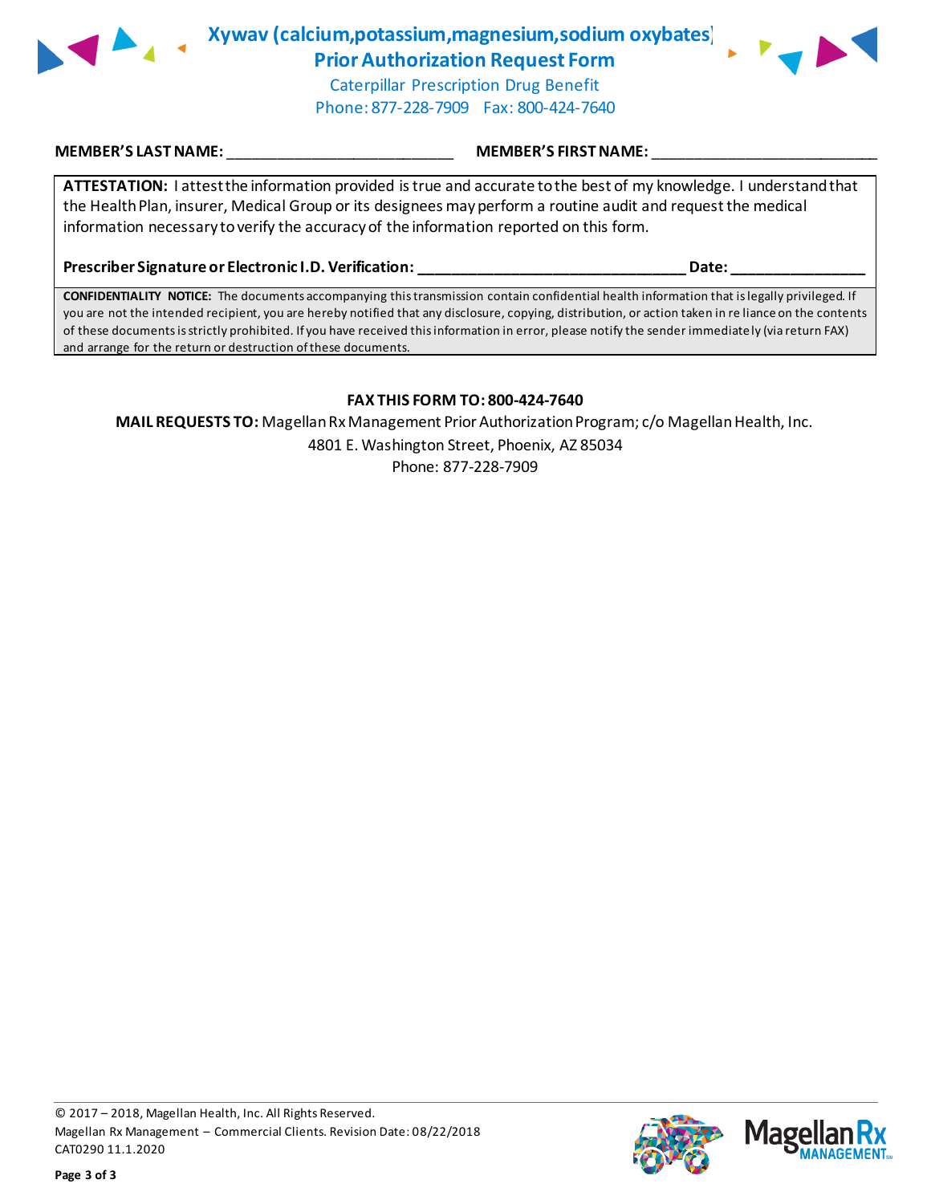# Xywav (calcium,potassium,magnesium,sodium oxybates) Prior Authorization Request Form

Caterpillar Prescription Drug Benefit
Phone: 877-228-7909 Fax: 800-424-7640

**MEMBER'S LAST NAME:** ___________________________ **MEMBER'S FIRST NAME:** ___________________________

**ATTESTATION:** I attest the information provided is true and accurate to the best of my knowledge. I understand that the Health Plan, insurer, Medical Group or its designees may perform a routine audit and request the medical information necessary to verify the accuracy of the information reported on this form.

**Prescriber Signature or Electronic I.D. Verification:** ________________________________ **Date:** ________________

**CONFIDENTIALITY NOTICE:** The documents accompanying this transmission contain confidential health information that is legally privileged. If you are not the intended recipient, you are hereby notified that any disclosure, copying, distribution, or action taken in reliance on the contents of these documents is strictly prohibited. If you have received this information in error, please notify the sender immediately (via return FAX) and arrange for the return or destruction of these documents.

**FAX THIS FORM TO: 800-424-7640**

**MAIL REQUESTS TO:** Magellan Rx Management Prior Authorization Program; c/o Magellan Health, Inc.
4801 E. Washington Street, Phoenix, AZ 85034
Phone: 877-228-7909

© 2017 – 2018, Magellan Health, Inc. All Rights Reserved.
Magellan Rx Management – Commercial Clients. Revision Date: 08/22/2018
CAT0290 11.1.2020